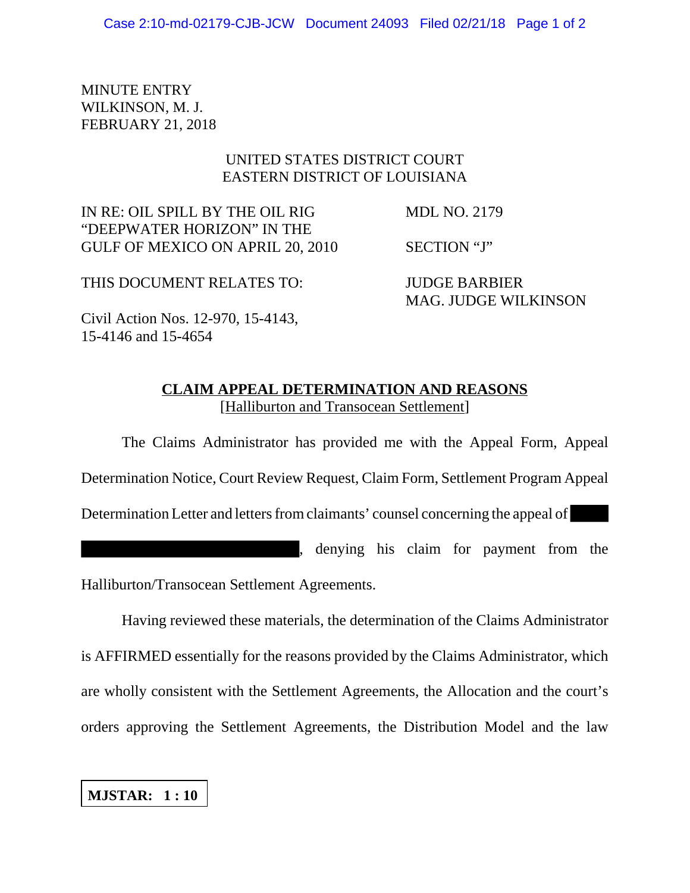MINUTE ENTRY
WILKINSON, M. J.
FEBRUARY 21, 2018

UNITED STATES DISTRICT COURT
EASTERN DISTRICT OF LOUISIANA

| | |
|---|---|
| IN RE: OIL SPILL BY THE OIL RIG "DEEPWATER HORIZON" IN THE GULF OF MEXICO ON APRIL 20, 2010 | MDL NO. 2179 |
| | SECTION "J" |
| THIS DOCUMENT RELATES TO: | JUDGE BARBIER MAG. JUDGE WILKINSON |
| Civil Action Nos. 12-970, 15-4143, 15-4146 and 15-4654 | |

**CLAIM APPEAL DETERMINATION AND REASONS**
[Halliburton and Transocean Settlement]

The Claims Administrator has provided me with the Appeal Form, Appeal Determination Notice, Court Review Request, Claim Form, Settlement Program Appeal Determination Letter and letters from claimants' counsel concerning the appeal of [REDACTED] [REDACTED], denying his claim for payment from the Halliburton/Transocean Settlement Agreements.

Having reviewed these materials, the determination of the Claims Administrator is AFFIRMED essentially for the reasons provided by the Claims Administrator, which are wholly consistent with the Settlement Agreements, the Allocation and the court's orders approving the Settlement Agreements, the Distribution Model and the law

**MJSTAR: 1 : 10**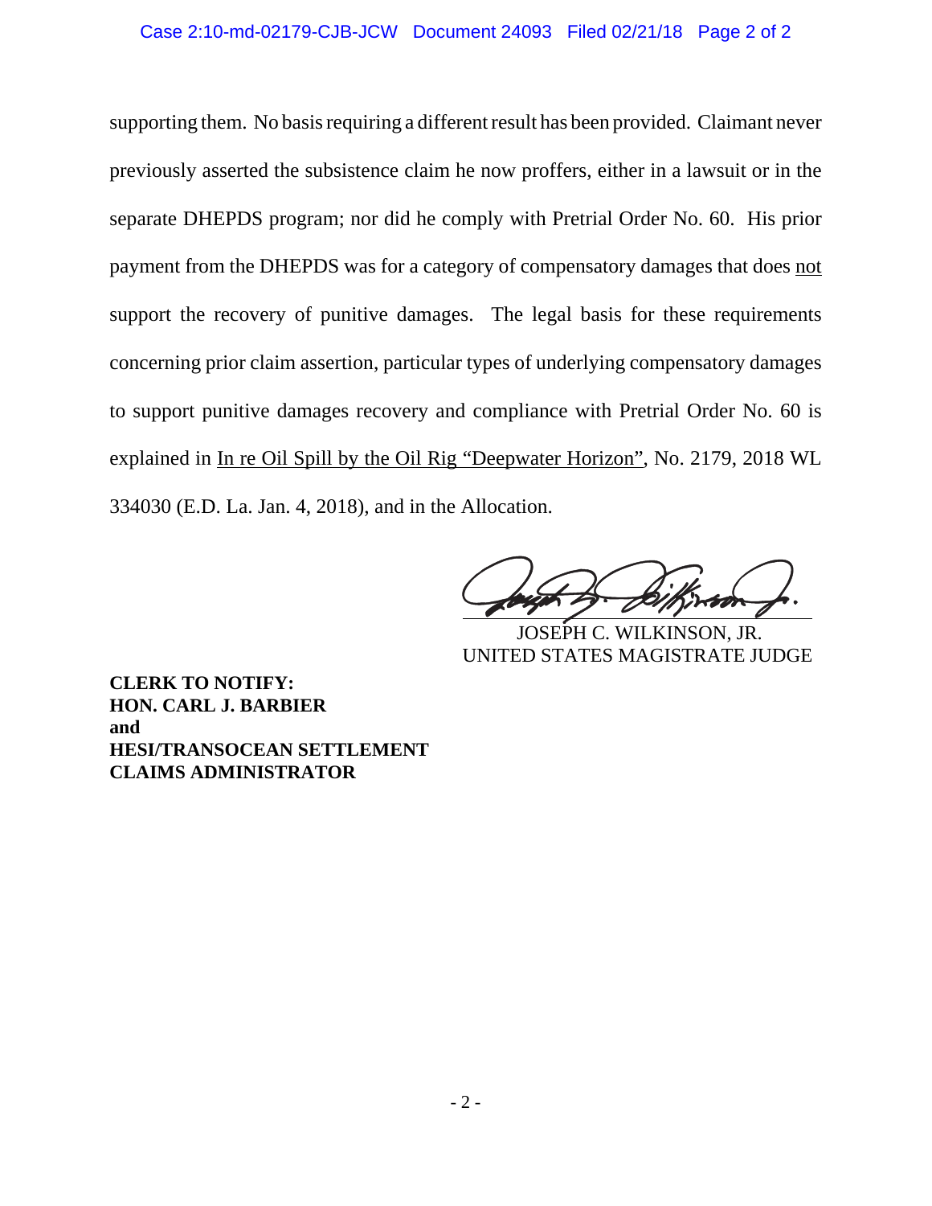supporting them. No basis requiring a different result has been provided. Claimant never previously asserted the subsistence claim he now proffers, either in a lawsuit or in the separate DHEPDS program; nor did he comply with Pretrial Order No. 60. His prior payment from the DHEPDS was for a category of compensatory damages that does not support the recovery of punitive damages. The legal basis for these requirements concerning prior claim assertion, particular types of underlying compensatory damages to support punitive damages recovery and compliance with Pretrial Order No. 60 is explained in In re Oil Spill by the Oil Rig "Deepwater Horizon", No. 2179, 2018 WL 334030 (E.D. La. Jan. 4, 2018), and in the Allocation.

JOSEPH C. WILKINSON, JR.
UNITED STATES MAGISTRATE JUDGE

**CLERK TO NOTIFY:**
**HON. CARL J. BARBIER**
**and**
**HESI/TRANSOCEAN SETTLEMENT CLAIMS ADMINISTRATOR**